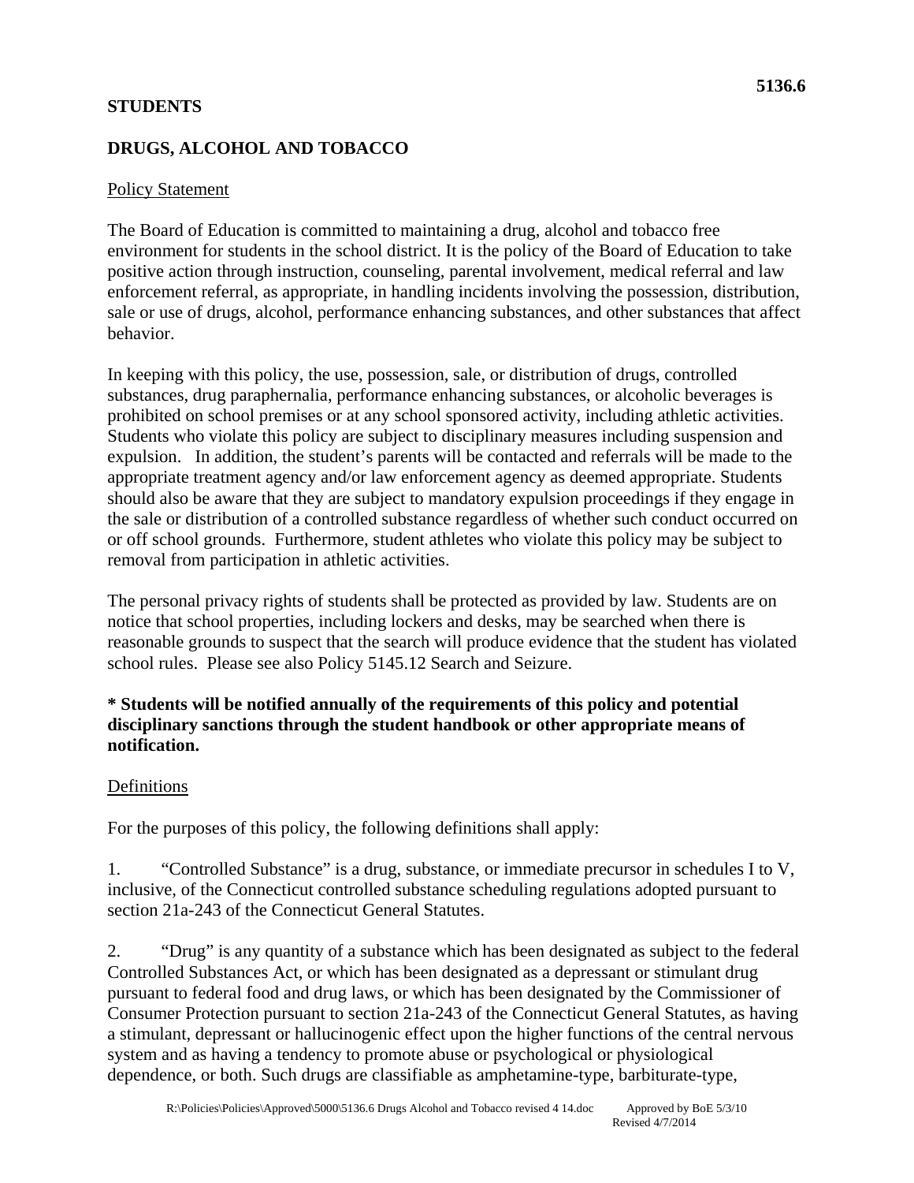5136.6

**STUDENTS**

**DRUGS, ALCOHOL AND TOBACCO**

Policy Statement

The Board of Education is committed to maintaining a drug, alcohol and tobacco free environment for students in the school district. It is the policy of the Board of Education to take positive action through instruction, counseling, parental involvement, medical referral and law enforcement referral, as appropriate, in handling incidents involving the possession, distribution, sale or use of drugs, alcohol, performance enhancing substances, and other substances that affect behavior.

In keeping with this policy, the use, possession, sale, or distribution of drugs, controlled substances, drug paraphernalia, performance enhancing substances, or alcoholic beverages is prohibited on school premises or at any school sponsored activity, including athletic activities. Students who violate this policy are subject to disciplinary measures including suspension and expulsion. In addition, the student's parents will be contacted and referrals will be made to the appropriate treatment agency and/or law enforcement agency as deemed appropriate. Students should also be aware that they are subject to mandatory expulsion proceedings if they engage in the sale or distribution of a controlled substance regardless of whether such conduct occurred on or off school grounds. Furthermore, student athletes who violate this policy may be subject to removal from participation in athletic activities.

The personal privacy rights of students shall be protected as provided by law. Students are on notice that school properties, including lockers and desks, may be searched when there is reasonable grounds to suspect that the search will produce evidence that the student has violated school rules. Please see also Policy 5145.12 Search and Seizure.

**\* Students will be notified annually of the requirements of this policy and potential disciplinary sanctions through the student handbook or other appropriate means of notification.**

Definitions

For the purposes of this policy, the following definitions shall apply:

1. "Controlled Substance" is a drug, substance, or immediate precursor in schedules I to V, inclusive, of the Connecticut controlled substance scheduling regulations adopted pursuant to section 21a-243 of the Connecticut General Statutes.

2. "Drug" is any quantity of a substance which has been designated as subject to the federal Controlled Substances Act, or which has been designated as a depressant or stimulant drug pursuant to federal food and drug laws, or which has been designated by the Commissioner of Consumer Protection pursuant to section 21a-243 of the Connecticut General Statutes, as having a stimulant, depressant or hallucinogenic effect upon the higher functions of the central nervous system and as having a tendency to promote abuse or psychological or physiological dependence, or both. Such drugs are classifiable as amphetamine-type, barbiturate-type,

R:\Policies\Policies\Approved\5000\5136.6 Drugs Alcohol and Tobacco revised 4 14.doc Approved by BoE 5/3/10
Revised 4/7/2014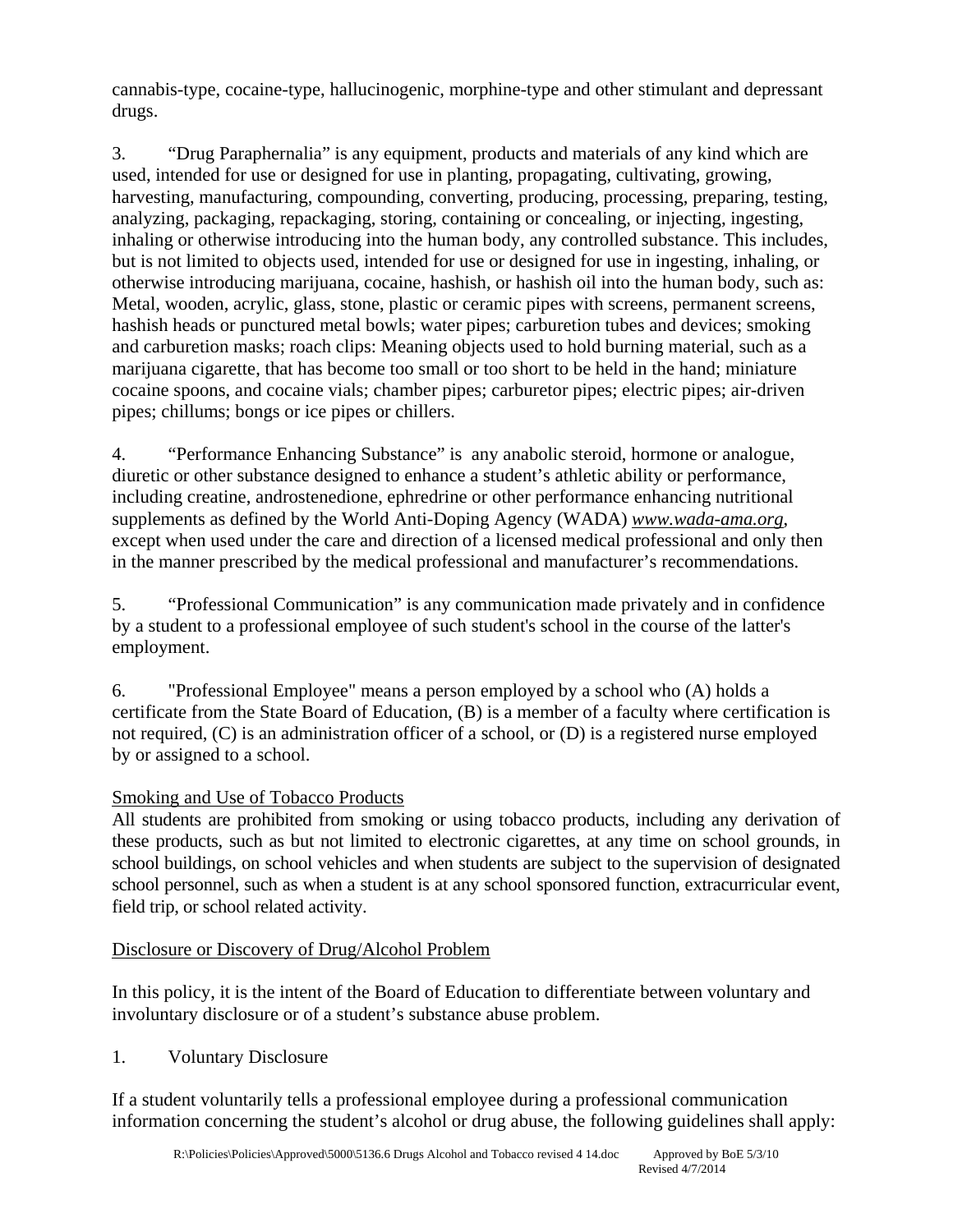cannabis-type, cocaine-type, hallucinogenic, morphine-type and other stimulant and depressant drugs.

3. "Drug Paraphernalia" is any equipment, products and materials of any kind which are used, intended for use or designed for use in planting, propagating, cultivating, growing, harvesting, manufacturing, compounding, converting, producing, processing, preparing, testing, analyzing, packaging, repackaging, storing, containing or concealing, or injecting, ingesting, inhaling or otherwise introducing into the human body, any controlled substance. This includes, but is not limited to objects used, intended for use or designed for use in ingesting, inhaling, or otherwise introducing marijuana, cocaine, hashish, or hashish oil into the human body, such as: Metal, wooden, acrylic, glass, stone, plastic or ceramic pipes with screens, permanent screens, hashish heads or punctured metal bowls; water pipes; carburetion tubes and devices; smoking and carburetion masks; roach clips: Meaning objects used to hold burning material, such as a marijuana cigarette, that has become too small or too short to be held in the hand; miniature cocaine spoons, and cocaine vials; chamber pipes; carburetor pipes; electric pipes; air-driven pipes; chillums; bongs or ice pipes or chillers.

4. "Performance Enhancing Substance" is any anabolic steroid, hormone or analogue, diuretic or other substance designed to enhance a student's athletic ability or performance, including creatine, androstenedione, ephredrine or other performance enhancing nutritional supplements as defined by the World Anti-Doping Agency (WADA) *www.wada-ama.org*, except when used under the care and direction of a licensed medical professional and only then in the manner prescribed by the medical professional and manufacturer's recommendations.

5. "Professional Communication" is any communication made privately and in confidence by a student to a professional employee of such student's school in the course of the latter's employment.

6. "Professional Employee" means a person employed by a school who (A) holds a certificate from the State Board of Education, (B) is a member of a faculty where certification is not required, (C) is an administration officer of a school, or (D) is a registered nurse employed by or assigned to a school.

Smoking and Use of Tobacco Products

All students are prohibited from smoking or using tobacco products, including any derivation of these products, such as but not limited to electronic cigarettes, at any time on school grounds, in school buildings, on school vehicles and when students are subject to the supervision of designated school personnel, such as when a student is at any school sponsored function, extracurricular event, field trip, or school related activity.

Disclosure or Discovery of Drug/Alcohol Problem

In this policy, it is the intent of the Board of Education to differentiate between voluntary and involuntary disclosure or of a student's substance abuse problem.

1. Voluntary Disclosure

If a student voluntarily tells a professional employee during a professional communication information concerning the student's alcohol or drug abuse, the following guidelines shall apply: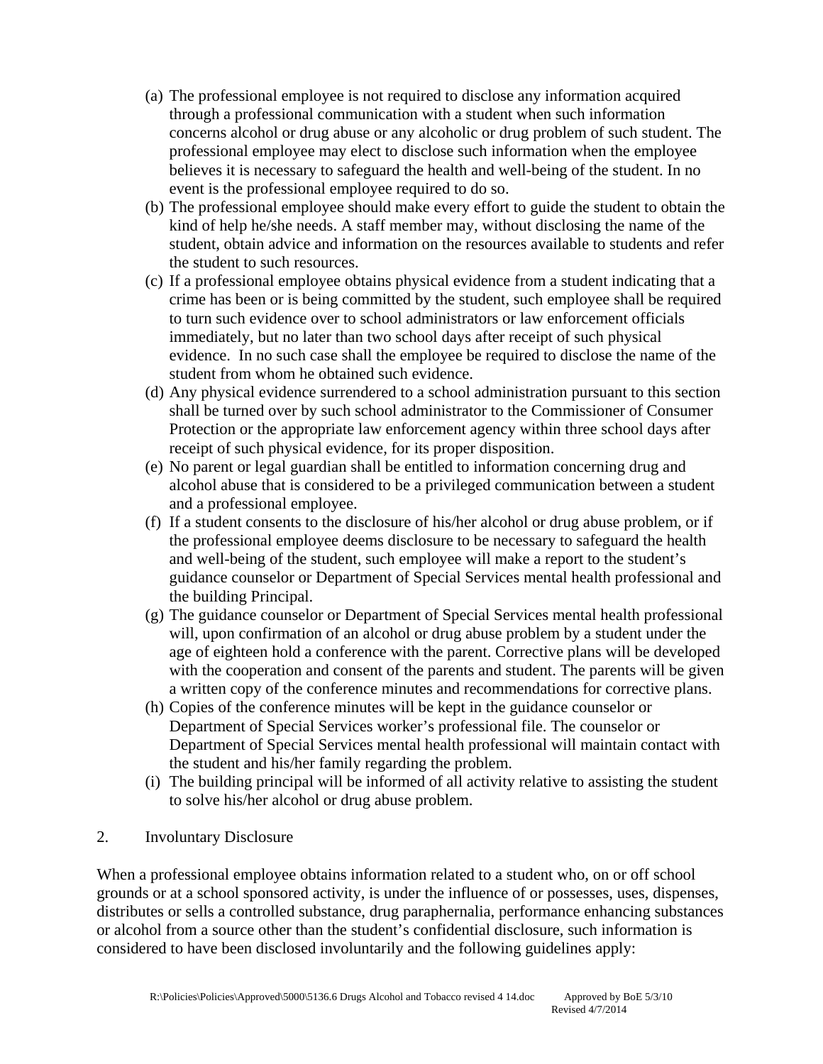(a) The professional employee is not required to disclose any information acquired through a professional communication with a student when such information concerns alcohol or drug abuse or any alcoholic or drug problem of such student. The professional employee may elect to disclose such information when the employee believes it is necessary to safeguard the health and well-being of the student. In no event is the professional employee required to do so.

(b) The professional employee should make every effort to guide the student to obtain the kind of help he/she needs. A staff member may, without disclosing the name of the student, obtain advice and information on the resources available to students and refer the student to such resources.

(c) If a professional employee obtains physical evidence from a student indicating that a crime has been or is being committed by the student, such employee shall be required to turn such evidence over to school administrators or law enforcement officials immediately, but no later than two school days after receipt of such physical evidence. In no such case shall the employee be required to disclose the name of the student from whom he obtained such evidence.

(d) Any physical evidence surrendered to a school administration pursuant to this section shall be turned over by such school administrator to the Commissioner of Consumer Protection or the appropriate law enforcement agency within three school days after receipt of such physical evidence, for its proper disposition.

(e) No parent or legal guardian shall be entitled to information concerning drug and alcohol abuse that is considered to be a privileged communication between a student and a professional employee.

(f) If a student consents to the disclosure of his/her alcohol or drug abuse problem, or if the professional employee deems disclosure to be necessary to safeguard the health and well-being of the student, such employee will make a report to the student's guidance counselor or Department of Special Services mental health professional and the building Principal.

(g) The guidance counselor or Department of Special Services mental health professional will, upon confirmation of an alcohol or drug abuse problem by a student under the age of eighteen hold a conference with the parent. Corrective plans will be developed with the cooperation and consent of the parents and student. The parents will be given a written copy of the conference minutes and recommendations for corrective plans.

(h) Copies of the conference minutes will be kept in the guidance counselor or Department of Special Services worker's professional file. The counselor or Department of Special Services mental health professional will maintain contact with the student and his/her family regarding the problem.

(i) The building principal will be informed of all activity relative to assisting the student to solve his/her alcohol or drug abuse problem.

2. Involuntary Disclosure

When a professional employee obtains information related to a student who, on or off school grounds or at a school sponsored activity, is under the influence of or possesses, uses, dispenses, distributes or sells a controlled substance, drug paraphernalia, performance enhancing substances or alcohol from a source other than the student's confidential disclosure, such information is considered to have been disclosed involuntarily and the following guidelines apply: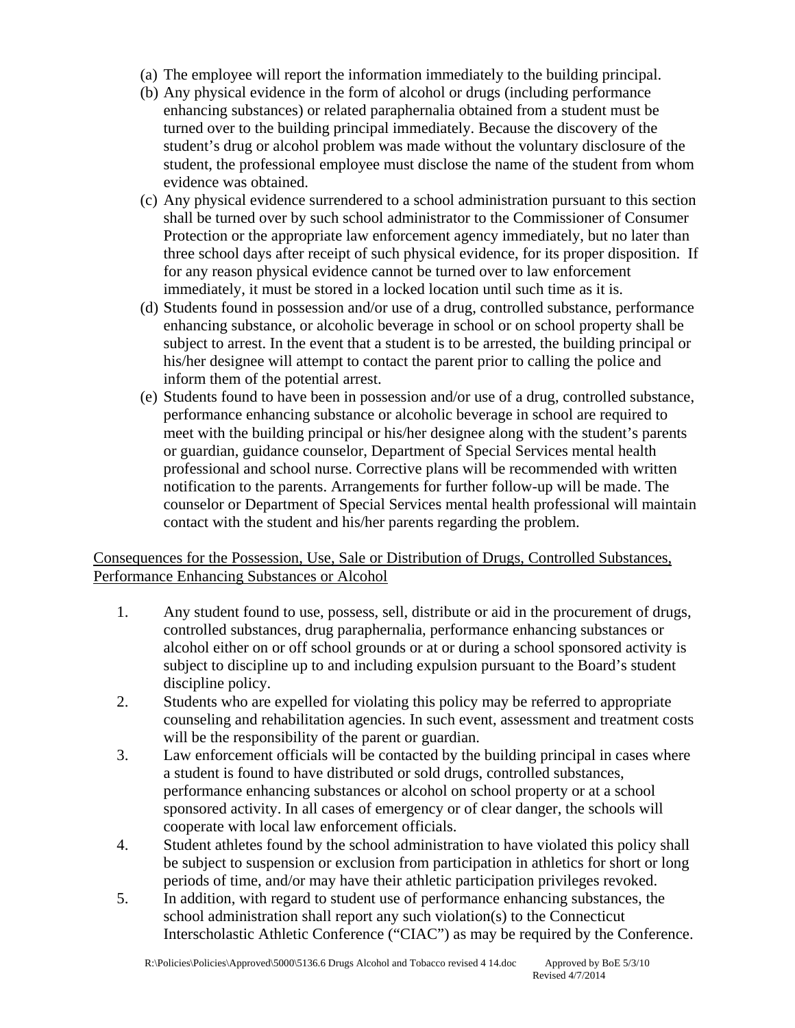(a) The employee will report the information immediately to the building principal.

(b) Any physical evidence in the form of alcohol or drugs (including performance enhancing substances) or related paraphernalia obtained from a student must be turned over to the building principal immediately. Because the discovery of the student's drug or alcohol problem was made without the voluntary disclosure of the student, the professional employee must disclose the name of the student from whom evidence was obtained.

(c) Any physical evidence surrendered to a school administration pursuant to this section shall be turned over by such school administrator to the Commissioner of Consumer Protection or the appropriate law enforcement agency immediately, but no later than three school days after receipt of such physical evidence, for its proper disposition. If for any reason physical evidence cannot be turned over to law enforcement immediately, it must be stored in a locked location until such time as it is.

(d) Students found in possession and/or use of a drug, controlled substance, performance enhancing substance, or alcoholic beverage in school or on school property shall be subject to arrest. In the event that a student is to be arrested, the building principal or his/her designee will attempt to contact the parent prior to calling the police and inform them of the potential arrest.

(e) Students found to have been in possession and/or use of a drug, controlled substance, performance enhancing substance or alcoholic beverage in school are required to meet with the building principal or his/her designee along with the student's parents or guardian, guidance counselor, Department of Special Services mental health professional and school nurse. Corrective plans will be recommended with written notification to the parents. Arrangements for further follow-up will be made. The counselor or Department of Special Services mental health professional will maintain contact with the student and his/her parents regarding the problem.

<u>Consequences for the Possession, Use, Sale or Distribution of Drugs, Controlled Substances, Performance Enhancing Substances or Alcohol</u>

1. Any student found to use, possess, sell, distribute or aid in the procurement of drugs, controlled substances, drug paraphernalia, performance enhancing substances or alcohol either on or off school grounds or at or during a school sponsored activity is subject to discipline up to and including expulsion pursuant to the Board's student discipline policy.
2. Students who are expelled for violating this policy may be referred to appropriate counseling and rehabilitation agencies. In such event, assessment and treatment costs will be the responsibility of the parent or guardian.
3. Law enforcement officials will be contacted by the building principal in cases where a student is found to have distributed or sold drugs, controlled substances, performance enhancing substances or alcohol on school property or at a school sponsored activity. In all cases of emergency or of clear danger, the schools will cooperate with local law enforcement officials.
4. Student athletes found by the school administration to have violated this policy shall be subject to suspension or exclusion from participation in athletics for short or long periods of time, and/or may have their athletic participation privileges revoked.
5. In addition, with regard to student use of performance enhancing substances, the school administration shall report any such violation(s) to the Connecticut Interscholastic Athletic Conference ("CIAC") as may be required by the Conference.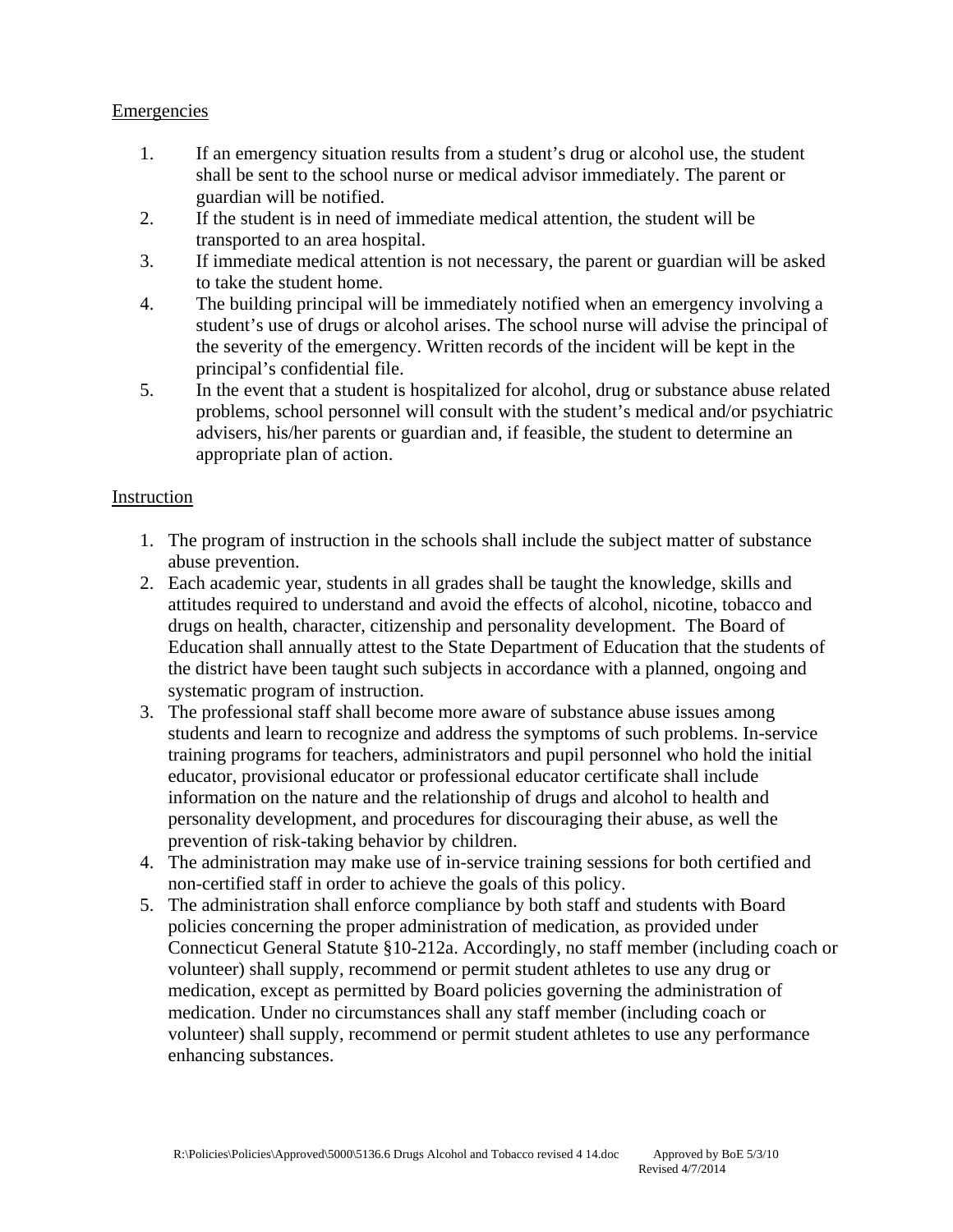Emergencies

1. If an emergency situation results from a student's drug or alcohol use, the student shall be sent to the school nurse or medical advisor immediately. The parent or guardian will be notified.
2. If the student is in need of immediate medical attention, the student will be transported to an area hospital.
3. If immediate medical attention is not necessary, the parent or guardian will be asked to take the student home.
4. The building principal will be immediately notified when an emergency involving a student's use of drugs or alcohol arises. The school nurse will advise the principal of the severity of the emergency. Written records of the incident will be kept in the principal's confidential file.
5. In the event that a student is hospitalized for alcohol, drug or substance abuse related problems, school personnel will consult with the student's medical and/or psychiatric advisers, his/her parents or guardian and, if feasible, the student to determine an appropriate plan of action.

Instruction

1. The program of instruction in the schools shall include the subject matter of substance abuse prevention.
2. Each academic year, students in all grades shall be taught the knowledge, skills and attitudes required to understand and avoid the effects of alcohol, nicotine, tobacco and drugs on health, character, citizenship and personality development. The Board of Education shall annually attest to the State Department of Education that the students of the district have been taught such subjects in accordance with a planned, ongoing and systematic program of instruction.
3. The professional staff shall become more aware of substance abuse issues among students and learn to recognize and address the symptoms of such problems. In-service training programs for teachers, administrators and pupil personnel who hold the initial educator, provisional educator or professional educator certificate shall include information on the nature and the relationship of drugs and alcohol to health and personality development, and procedures for discouraging their abuse, as well the prevention of risk-taking behavior by children.
4. The administration may make use of in-service training sessions for both certified and non-certified staff in order to achieve the goals of this policy.
5. The administration shall enforce compliance by both staff and students with Board policies concerning the proper administration of medication, as provided under Connecticut General Statute §10-212a. Accordingly, no staff member (including coach or volunteer) shall supply, recommend or permit student athletes to use any drug or medication, except as permitted by Board policies governing the administration of medication. Under no circumstances shall any staff member (including coach or volunteer) shall supply, recommend or permit student athletes to use any performance enhancing substances.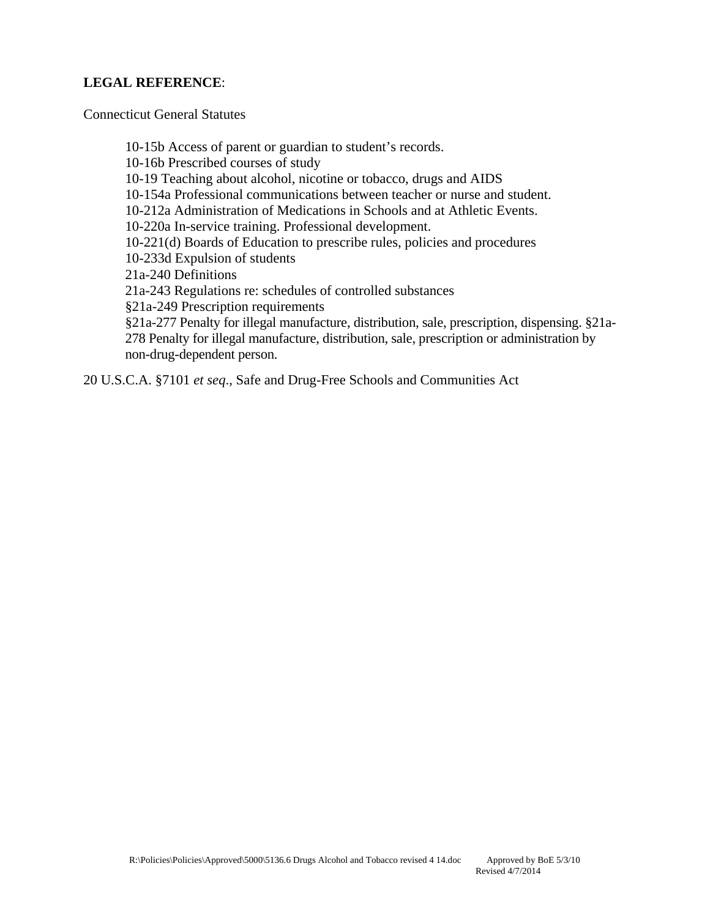**LEGAL REFERENCE**:

Connecticut General Statutes

> 10-15b Access of parent or guardian to student's records.
> 10-16b Prescribed courses of study
> 10-19 Teaching about alcohol, nicotine or tobacco, drugs and AIDS
> 10-154a Professional communications between teacher or nurse and student.
> 10-212a Administration of Medications in Schools and at Athletic Events.
> 10-220a In-service training. Professional development.
> 10-221(d) Boards of Education to prescribe rules, policies and procedures
> 10-233d Expulsion of students
> 21a-240 Definitions
> 21a-243 Regulations re: schedules of controlled substances
> §21a-249 Prescription requirements
> §21a-277 Penalty for illegal manufacture, distribution, sale, prescription, dispensing. §21a-278 Penalty for illegal manufacture, distribution, sale, prescription or administration by non-drug-dependent person.

20 U.S.C.A. §7101 *et seq*., Safe and Drug-Free Schools and Communities Act